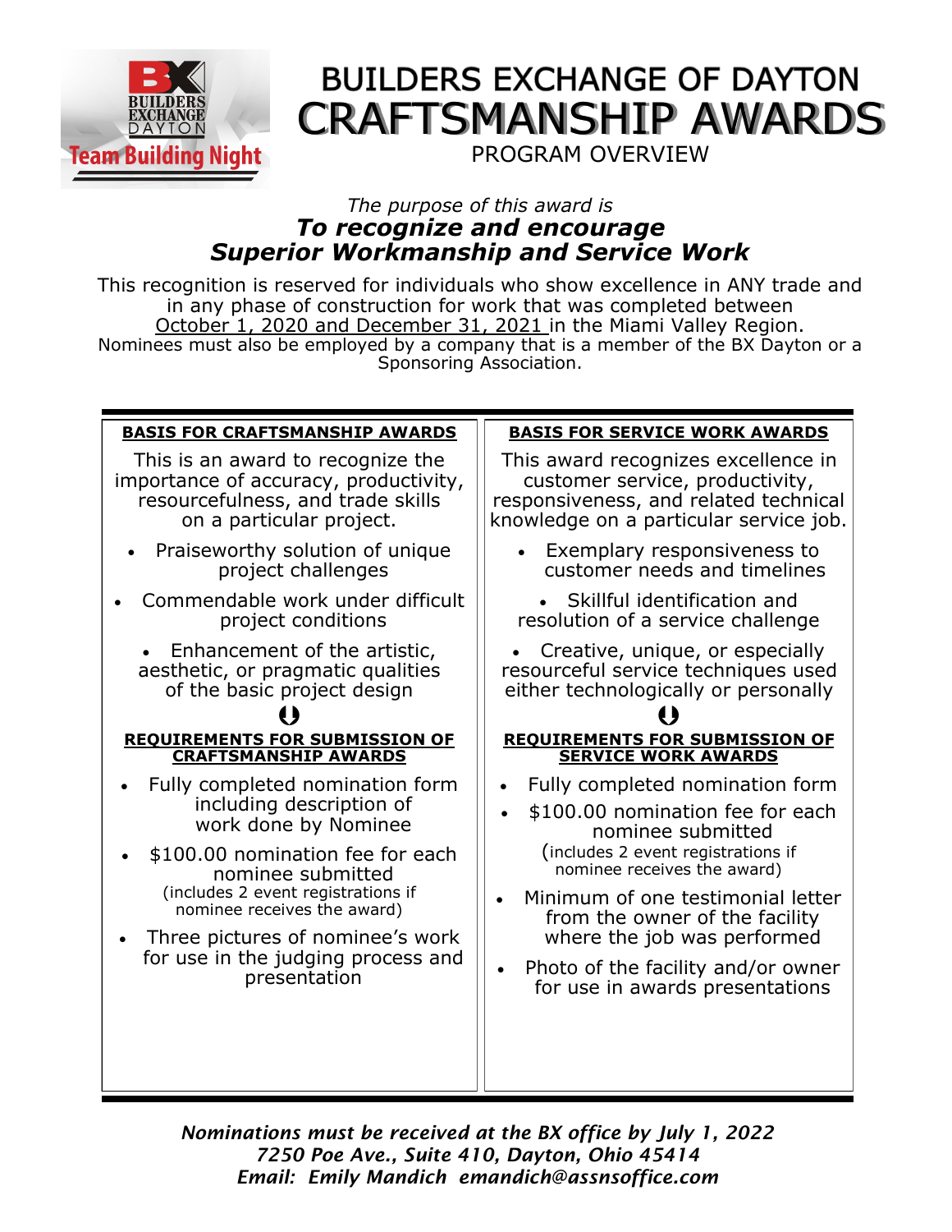# BUILDERS EXCHANGE OF DAYTON
# CRAFTSMANSHIP AWARDS
## PROGRAM OVERVIEW

*The purpose of this award is*

***To recognize and encourage Superior Workmanship and Service Work***

This recognition is reserved for individuals who show excellence in ANY trade and in any phase of construction for work that was completed between October 1, 2020 and December 31, 2021 in the Miami Valley Region.
Nominees must also be employed by a company that is a member of the BX Dayton or a Sponsoring Association.

### BASIS FOR CRAFTSMANSHIP AWARDS

This is an award to recognize the importance of accuracy, productivity, resourcefulness, and trade skills on a particular project.

- Praiseworthy solution of unique project challenges
- Commendable work under difficult project conditions
- Enhancement of the artistic, aesthetic, or pragmatic qualities of the basic project design

### REQUIREMENTS FOR SUBMISSION OF CRAFTSMANSHIP AWARDS

- Fully completed nomination form including description of work done by Nominee
- $100.00 nomination fee for each nominee submitted (includes 2 event registrations if nominee receives the award)
- Three pictures of nominee's work for use in the judging process and presentation

### BASIS FOR SERVICE WORK AWARDS

This award recognizes excellence in customer service, productivity, responsiveness, and related technical knowledge on a particular service job.

- Exemplary responsiveness to customer needs and timelines
- Skillful identification and resolution of a service challenge
- Creative, unique, or especially resourceful service techniques used either technologically or personally

### REQUIREMENTS FOR SUBMISSION OF SERVICE WORK AWARDS

- Fully completed nomination form
- $100.00 nomination fee for each nominee submitted (includes 2 event registrations if nominee receives the award)
- Minimum of one testimonial letter from the owner of the facility where the job was performed
- Photo of the facility and/or owner for use in awards presentations

***Nominations must be received at the BX office by July 1, 2022***
***7250 Poe Ave., Suite 410, Dayton, Ohio 45414***
***Email: Emily Mandich emandich@assnsoffice.com***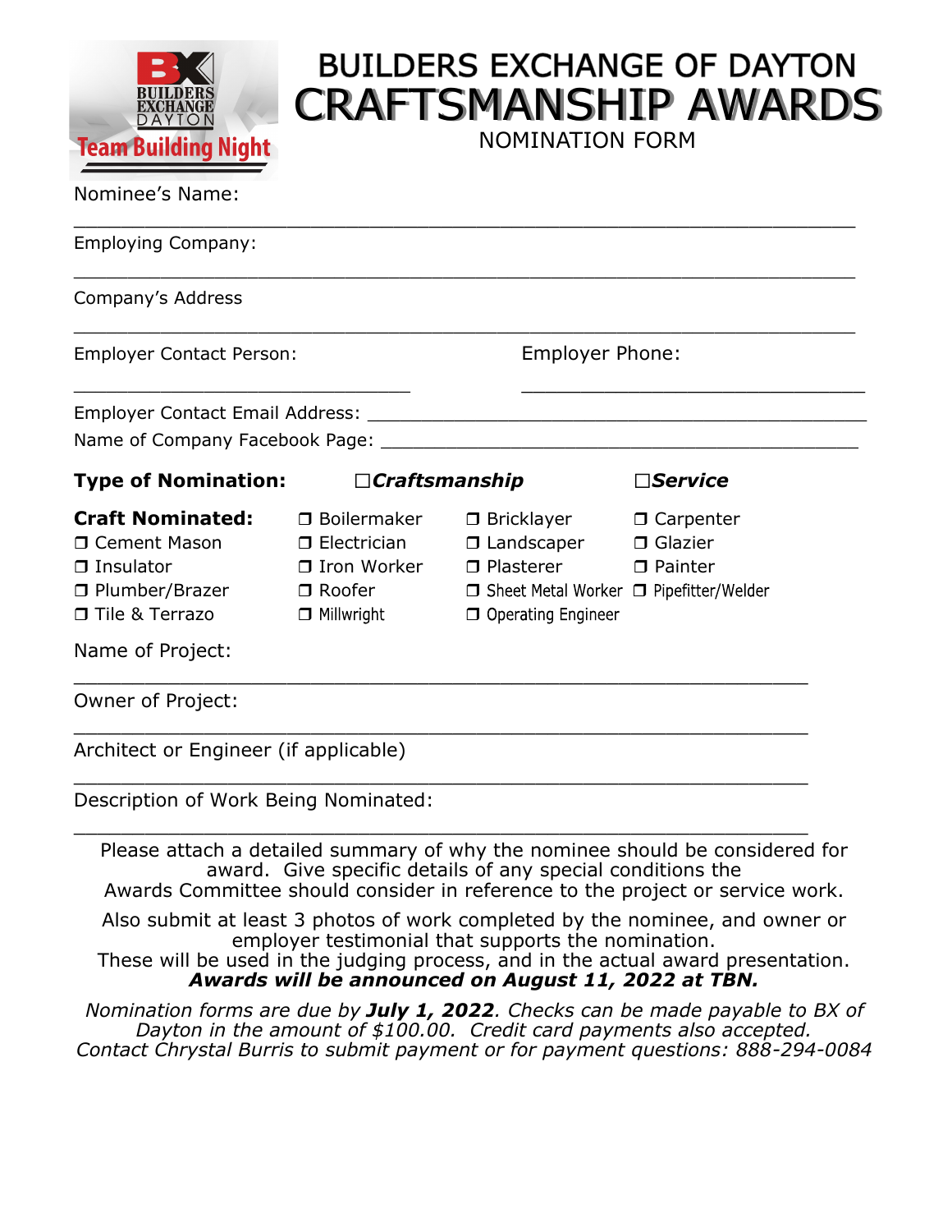# BUILDERS EXCHANGE OF DAYTON
# CRAFTSMANSHIP AWARDS
NOMINATION FORM

Nominee's Name:

______________________________________________________________

Employing Company:

______________________________________________________________

Company's Address

______________________________________________________________

Employer Contact Person: ____________________ Employer Phone: ____________________

Employer Contact Email Address: ________________________________________

Name of Company Facebook Page: ________________________________________

**Type of Nomination:** ☐***Craftsmanship*** ☐***Service***

**Craft Nominated:**

| | | | |
|---|---|---|---|
| ❒ Cement Mason | ❒ Boilermaker | ❒ Bricklayer | ❒ Carpenter |
| ❒ Insulator | ❒ Electrician | ❒ Landscaper | ❒ Glazier |
| ❒ Plumber/Brazer | ❒ Iron Worker | ❒ Plasterer | ❒ Painter |
| ❒ Tile & Terrazo | ❒ Roofer | ❒ Sheet Metal Worker | ❒ Pipefitter/Welder |
| | ❒ Millwright | ❒ Operating Engineer | |

Name of Project:

______________________________________________________________

Owner of Project:

______________________________________________________________

Architect or Engineer (if applicable)

______________________________________________________________

Description of Work Being Nominated:

______________________________________________________________

Please attach a detailed summary of why the nominee should be considered for award. Give specific details of any special conditions the Awards Committee should consider in reference to the project or service work.

Also submit at least 3 photos of work completed by the nominee, and owner or employer testimonial that supports the nomination.
These will be used in the judging process, and in the actual award presentation.
***Awards will be announced on August 11, 2022 at TBN.***

*Nomination forms are due by **July 1, 2022**. Checks can be made payable to BX of Dayton in the amount of $100.00. Credit card payments also accepted. Contact Chrystal Burris to submit payment or for payment questions: 888-294-0084*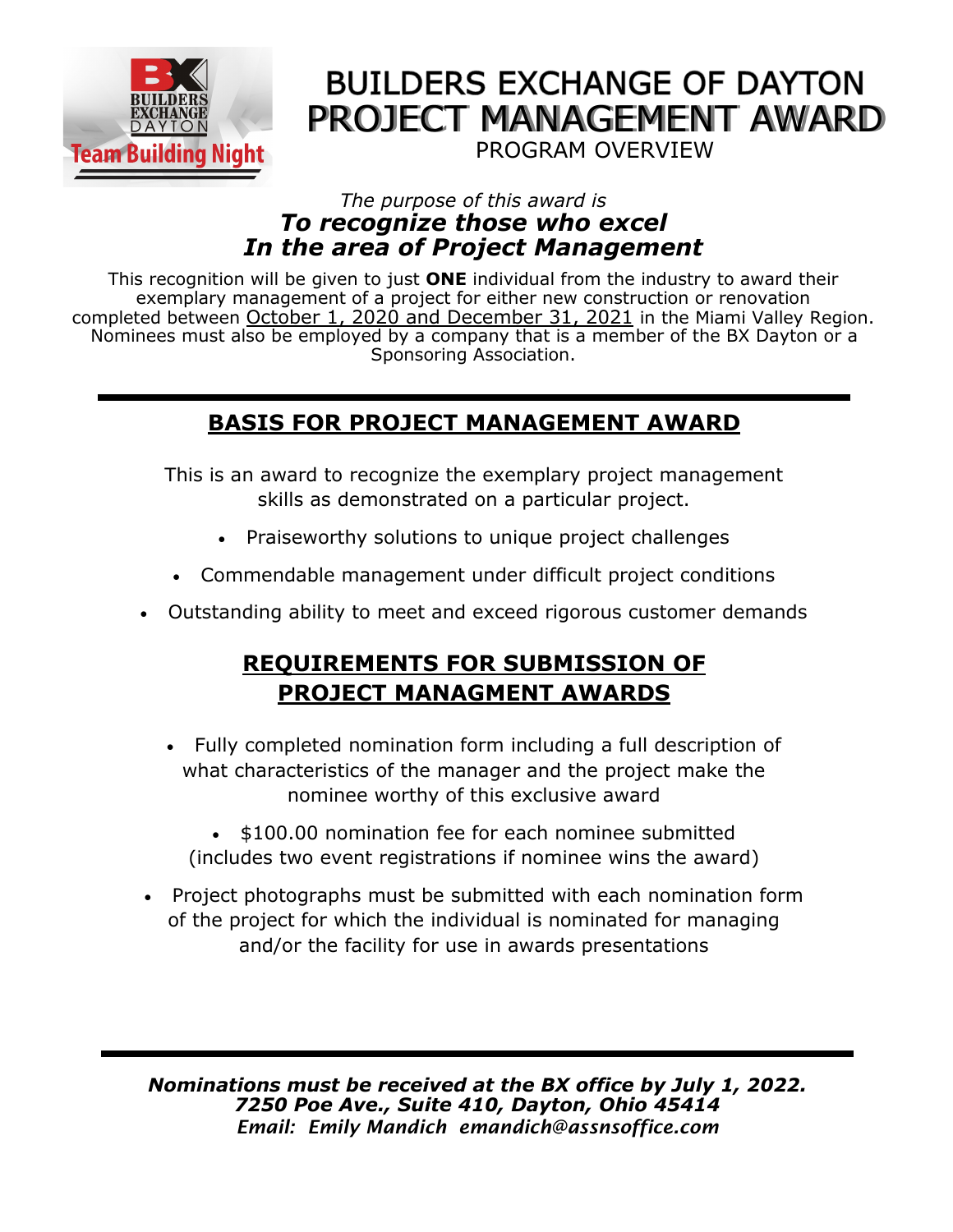# BUILDERS EXCHANGE OF DAYTON PROJECT MANAGEMENT AWARD

PROGRAM OVERVIEW

*The purpose of this award is*
***To recognize those who excel In the area of Project Management***

This recognition will be given to just **ONE** individual from the industry to award their exemplary management of a project for either new construction or renovation completed between October 1, 2020 and December 31, 2021 in the Miami Valley Region. Nominees must also be employed by a company that is a member of the BX Dayton or a Sponsoring Association.

---

## BASIS FOR PROJECT MANAGEMENT AWARD

This is an award to recognize the exemplary project management skills as demonstrated on a particular project.

- Praiseworthy solutions to unique project challenges
- Commendable management under difficult project conditions
- Outstanding ability to meet and exceed rigorous customer demands

## REQUIREMENTS FOR SUBMISSION OF PROJECT MANAGMENT AWARDS

- Fully completed nomination form including a full description of what characteristics of the manager and the project make the nominee worthy of this exclusive award
- $100.00 nomination fee for each nominee submitted (includes two event registrations if nominee wins the award)
- Project photographs must be submitted with each nomination form of the project for which the individual is nominated for managing and/or the facility for use in awards presentations

---

***Nominations must be received at the BX office by July 1, 2022.***
***7250 Poe Ave., Suite 410, Dayton, Ohio 45414***
***Email: Emily Mandich emandich@assnsoffice.com***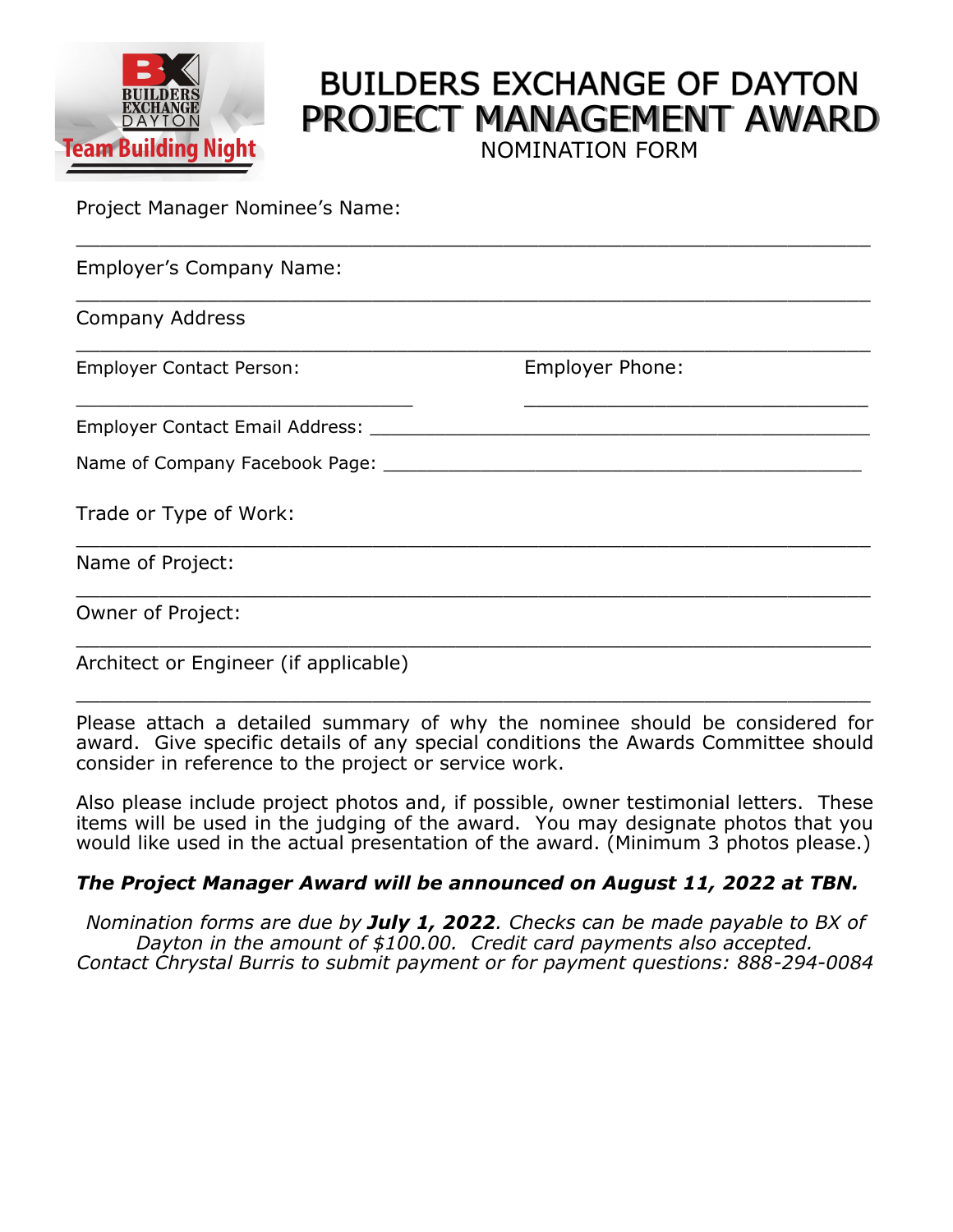# BUILDERS EXCHANGE OF DAYTON
# PROJECT MANAGEMENT AWARD
## NOMINATION FORM

Project Manager Nominee's Name:

_______________________________________________________________

Employer's Company Name:

_______________________________________________________________

Company Address

_______________________________________________________________

Employer Contact Person: Employer Phone:

_____________________________ _____________________________

Employer Contact Email Address: ____________________________________________

Name of Company Facebook Page: ____________________________________________

Trade or Type of Work:

_______________________________________________________________

Name of Project:

_______________________________________________________________

Owner of Project:

_______________________________________________________________

Architect or Engineer (if applicable)

_______________________________________________________________

Please attach a detailed summary of why the nominee should be considered for award. Give specific details of any special conditions the Awards Committee should consider in reference to the project or service work.

Also please include project photos and, if possible, owner testimonial letters. These items will be used in the judging of the award. You may designate photos that you would like used in the actual presentation of the award. (Minimum 3 photos please.)

***The Project Manager Award will be announced on August 11, 2022 at TBN.***

*Nomination forms are due by **July 1, 2022**. Checks can be made payable to BX of Dayton in the amount of $100.00. Credit card payments also accepted. Contact Chrystal Burris to submit payment or for payment questions: 888-294-0084*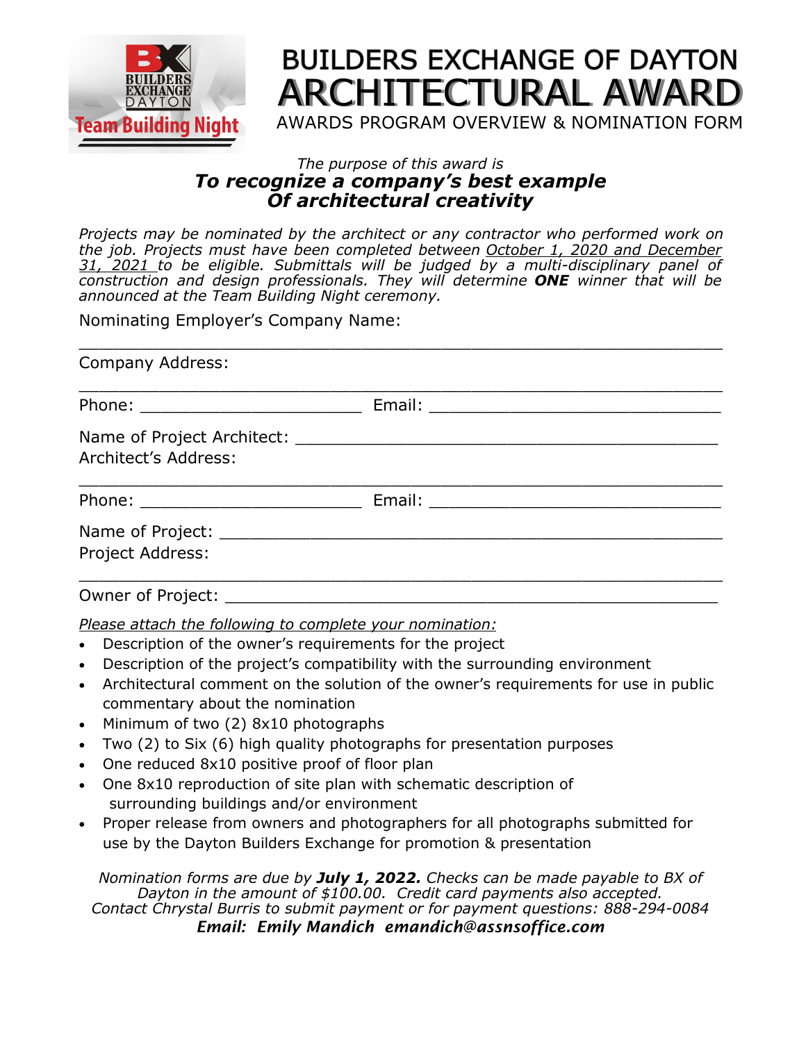# BUILDERS EXCHANGE OF DAYTON
# ARCHITECTURAL AWARD

AWARDS PROGRAM OVERVIEW & NOMINATION FORM

*The purpose of this award is*
***To recognize a company's best example***
***Of architectural creativity***

*Projects may be nominated by the architect or any contractor who performed work on the job. Projects must have been completed between* *<u>October 1, 2020 and December 31, 2021</u>* *to be eligible. Submittals will be judged by a multi-disciplinary panel of construction and design professionals. They will determine* ***ONE*** *winner that will be announced at the Team Building Night ceremony.*

Nominating Employer's Company Name:

\_\_\_\_\_\_\_\_\_\_\_\_\_\_\_\_\_\_\_\_\_\_\_\_\_\_\_\_\_\_\_\_\_\_\_\_\_\_\_\_\_\_\_\_\_\_\_\_\_\_\_\_\_\_\_\_\_\_\_\_

Company Address:

\_\_\_\_\_\_\_\_\_\_\_\_\_\_\_\_\_\_\_\_\_\_\_\_\_\_\_\_\_\_\_\_\_\_\_\_\_\_\_\_\_\_\_\_\_\_\_\_\_\_\_\_\_\_\_\_\_\_\_\_

Phone: \_\_\_\_\_\_\_\_\_\_\_\_\_\_\_\_\_\_\_\_\_\_ Email: \_\_\_\_\_\_\_\_\_\_\_\_\_\_\_\_\_\_\_\_\_\_\_\_\_\_\_\_\_\_

Name of Project Architect: \_\_\_\_\_\_\_\_\_\_\_\_\_\_\_\_\_\_\_\_\_\_\_\_\_\_\_\_\_\_\_\_\_\_\_\_\_\_\_\_\_\_

Architect's Address:

\_\_\_\_\_\_\_\_\_\_\_\_\_\_\_\_\_\_\_\_\_\_\_\_\_\_\_\_\_\_\_\_\_\_\_\_\_\_\_\_\_\_\_\_\_\_\_\_\_\_\_\_\_\_\_\_\_\_\_\_

Phone: \_\_\_\_\_\_\_\_\_\_\_\_\_\_\_\_\_\_\_\_\_\_ Email: \_\_\_\_\_\_\_\_\_\_\_\_\_\_\_\_\_\_\_\_\_\_\_\_\_\_\_\_\_\_

Name of Project: \_\_\_\_\_\_\_\_\_\_\_\_\_\_\_\_\_\_\_\_\_\_\_\_\_\_\_\_\_\_\_\_\_\_\_\_\_\_\_\_\_\_\_\_\_\_\_\_\_\_

Project Address:

\_\_\_\_\_\_\_\_\_\_\_\_\_\_\_\_\_\_\_\_\_\_\_\_\_\_\_\_\_\_\_\_\_\_\_\_\_\_\_\_\_\_\_\_\_\_\_\_\_\_\_\_\_\_\_\_\_\_\_\_

Owner of Project: \_\_\_\_\_\_\_\_\_\_\_\_\_\_\_\_\_\_\_\_\_\_\_\_\_\_\_\_\_\_\_\_\_\_\_\_\_\_\_\_\_\_\_\_\_\_\_\_\_

*<u>Please attach the following to complete your nomination:</u>*

- Description of the owner's requirements for the project
- Description of the project's compatibility with the surrounding environment
- Architectural comment on the solution of the owner's requirements for use in public commentary about the nomination
- Minimum of two (2) 8x10 photographs
- Two (2) to Six (6) high quality photographs for presentation purposes
- One reduced 8x10 positive proof of floor plan
- One 8x10 reproduction of site plan with schematic description of surrounding buildings and/or environment
- Proper release from owners and photographers for all photographs submitted for use by the Dayton Builders Exchange for promotion & presentation

*Nomination forms are due by* ***July 1, 2022.*** *Checks can be made payable to BX of Dayton in the amount of $100.00. Credit card payments also accepted.*
*Contact Chrystal Burris to submit payment or for payment questions: 888-294-0084*
***Email: Emily Mandich emandich@assnsoffice.com***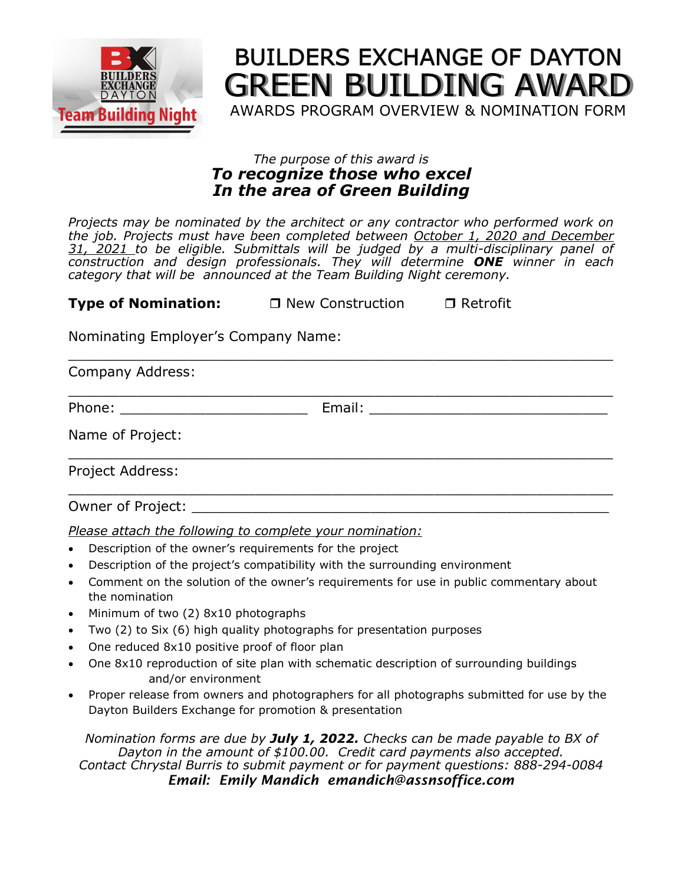BUILDERS EXCHANGE DAYTON
Team Building Night

# BUILDERS EXCHANGE OF DAYTON
# GREEN BUILDING AWARD

AWARDS PROGRAM OVERVIEW & NOMINATION FORM

*The purpose of this award is*
***To recognize those who excel***
***In the area of Green Building***

*Projects may be nominated by the architect or any contractor who performed work on the job. Projects must have been completed between October 1, 2020 and December 31, 2021 to be eligible. Submittals will be judged by a multi-disciplinary panel of construction and design professionals. They will determine **ONE** winner in each category that will be announced at the Team Building Night ceremony.*

**Type of Nomination:** ❒ New Construction ❒ Retrofit

Nominating Employer's Company Name:
\_\_\_\_\_\_\_\_\_\_\_\_\_\_\_\_\_\_\_\_\_\_\_\_\_\_\_\_\_\_\_\_\_\_\_\_\_\_\_\_\_\_\_\_\_\_\_\_\_\_\_\_\_\_\_\_\_\_\_\_

Company Address:
\_\_\_\_\_\_\_\_\_\_\_\_\_\_\_\_\_\_\_\_\_\_\_\_\_\_\_\_\_\_\_\_\_\_\_\_\_\_\_\_\_\_\_\_\_\_\_\_\_\_\_\_\_\_\_\_\_\_\_\_

Phone: \_\_\_\_\_\_\_\_\_\_\_\_\_\_\_\_\_\_\_\_\_\_ Email: \_\_\_\_\_\_\_\_\_\_\_\_\_\_\_\_\_\_\_\_\_\_\_\_\_\_\_\_\_

Name of Project:
\_\_\_\_\_\_\_\_\_\_\_\_\_\_\_\_\_\_\_\_\_\_\_\_\_\_\_\_\_\_\_\_\_\_\_\_\_\_\_\_\_\_\_\_\_\_\_\_\_\_\_\_\_\_\_\_\_\_\_\_

Project Address:
\_\_\_\_\_\_\_\_\_\_\_\_\_\_\_\_\_\_\_\_\_\_\_\_\_\_\_\_\_\_\_\_\_\_\_\_\_\_\_\_\_\_\_\_\_\_\_\_\_\_\_\_\_\_\_\_\_\_\_\_

Owner of Project: \_\_\_\_\_\_\_\_\_\_\_\_\_\_\_\_\_\_\_\_\_\_\_\_\_\_\_\_\_\_\_\_\_\_\_\_\_\_\_\_\_\_\_\_\_\_\_\_\_\_

*Please attach the following to complete your nomination:*

- Description of the owner's requirements for the project
- Description of the project's compatibility with the surrounding environment
- Comment on the solution of the owner's requirements for use in public commentary about the nomination
- Minimum of two (2) 8x10 photographs
- Two (2) to Six (6) high quality photographs for presentation purposes
- One reduced 8x10 positive proof of floor plan
- One 8x10 reproduction of site plan with schematic description of surrounding buildings and/or environment
- Proper release from owners and photographers for all photographs submitted for use by the Dayton Builders Exchange for promotion & presentation

*Nomination forms are due by **July 1, 2022.** Checks can be made payable to BX of Dayton in the amount of $100.00. Credit card payments also accepted. Contact Chrystal Burris to submit payment or for payment questions: 888-294-0084*
***Email: Emily Mandich emandich@assnsoffice.com***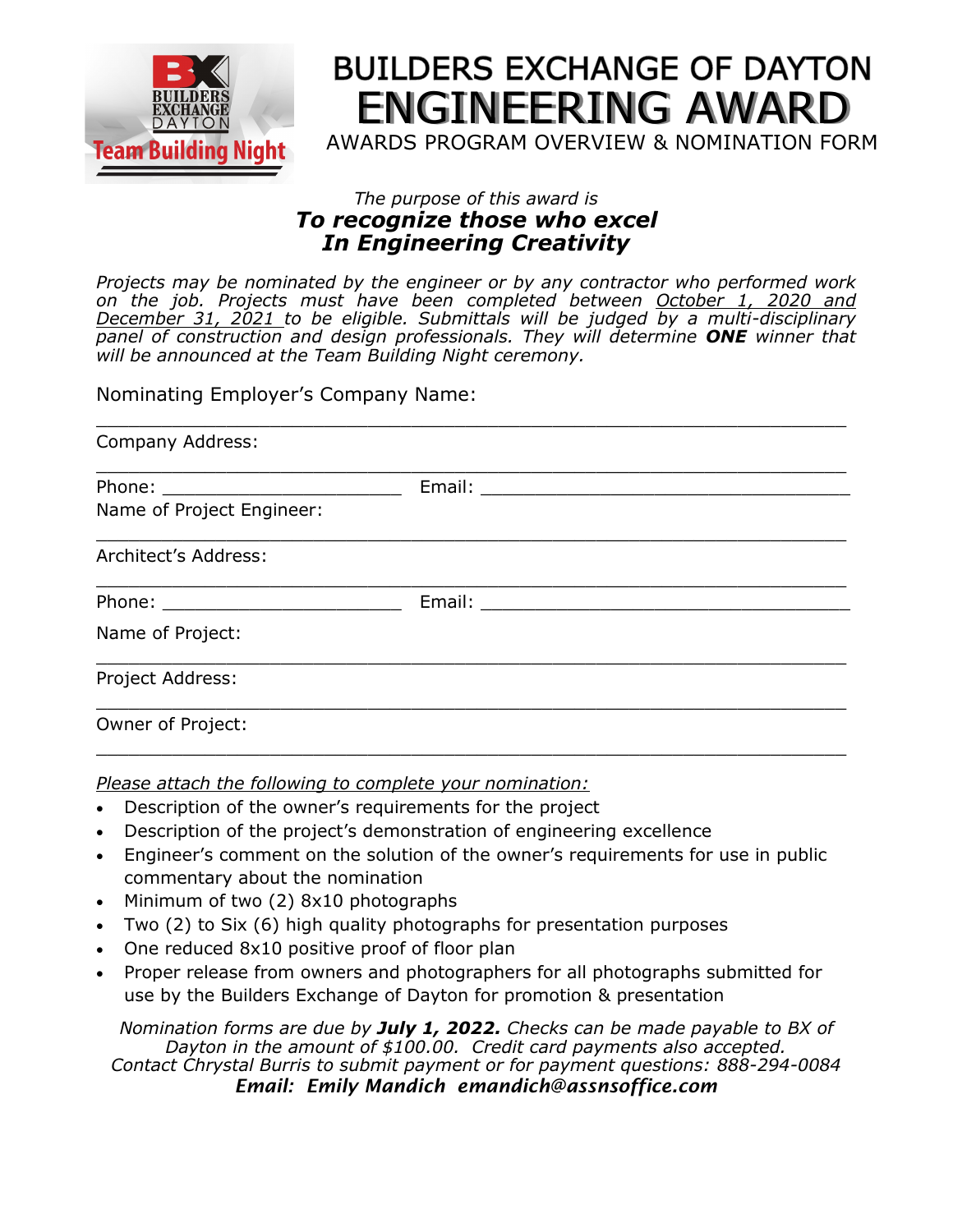# BUILDERS EXCHANGE OF DAYTON
# ENGINEERING AWARD

AWARDS PROGRAM OVERVIEW & NOMINATION FORM

*The purpose of this award is*

***To recognize those who excel***
***In Engineering Creativity***

*Projects may be nominated by the engineer or by any contractor who performed work on the job. Projects must have been completed between October 1, 2020 and December 31, 2021 to be eligible. Submittals will be judged by a multi-disciplinary panel of construction and design professionals. They will determine **ONE** winner that will be announced at the Team Building Night ceremony.*

Nominating Employer's Company Name:

\_\_\_\_\_\_\_\_\_\_\_\_\_\_\_\_\_\_\_\_\_\_\_\_\_\_\_\_\_\_\_\_\_\_\_\_\_\_\_\_\_\_\_\_\_\_\_\_\_\_\_\_\_\_\_\_\_\_\_\_

Company Address:

\_\_\_\_\_\_\_\_\_\_\_\_\_\_\_\_\_\_\_\_\_\_\_\_\_\_\_\_\_\_\_\_\_\_\_\_\_\_\_\_\_\_\_\_\_\_\_\_\_\_\_\_\_\_\_\_\_\_\_\_

Phone: \_\_\_\_\_\_\_\_\_\_\_\_\_\_\_\_\_\_\_\_\_\_ Email: \_\_\_\_\_\_\_\_\_\_\_\_\_\_\_\_\_\_\_\_\_\_\_\_\_\_\_\_\_\_\_\_\_\_

Name of Project Engineer:

\_\_\_\_\_\_\_\_\_\_\_\_\_\_\_\_\_\_\_\_\_\_\_\_\_\_\_\_\_\_\_\_\_\_\_\_\_\_\_\_\_\_\_\_\_\_\_\_\_\_\_\_\_\_\_\_\_\_\_\_

Architect's Address:

\_\_\_\_\_\_\_\_\_\_\_\_\_\_\_\_\_\_\_\_\_\_\_\_\_\_\_\_\_\_\_\_\_\_\_\_\_\_\_\_\_\_\_\_\_\_\_\_\_\_\_\_\_\_\_\_\_\_\_\_

Phone: \_\_\_\_\_\_\_\_\_\_\_\_\_\_\_\_\_\_\_\_\_\_ Email: \_\_\_\_\_\_\_\_\_\_\_\_\_\_\_\_\_\_\_\_\_\_\_\_\_\_\_\_\_\_\_\_\_\_

Name of Project:

\_\_\_\_\_\_\_\_\_\_\_\_\_\_\_\_\_\_\_\_\_\_\_\_\_\_\_\_\_\_\_\_\_\_\_\_\_\_\_\_\_\_\_\_\_\_\_\_\_\_\_\_\_\_\_\_\_\_\_\_

Project Address:

\_\_\_\_\_\_\_\_\_\_\_\_\_\_\_\_\_\_\_\_\_\_\_\_\_\_\_\_\_\_\_\_\_\_\_\_\_\_\_\_\_\_\_\_\_\_\_\_\_\_\_\_\_\_\_\_\_\_\_\_

Owner of Project:

\_\_\_\_\_\_\_\_\_\_\_\_\_\_\_\_\_\_\_\_\_\_\_\_\_\_\_\_\_\_\_\_\_\_\_\_\_\_\_\_\_\_\_\_\_\_\_\_\_\_\_\_\_\_\_\_\_\_\_\_

*Please attach the following to complete your nomination:*

- Description of the owner's requirements for the project
- Description of the project's demonstration of engineering excellence
- Engineer's comment on the solution of the owner's requirements for use in public commentary about the nomination
- Minimum of two (2) 8x10 photographs
- Two (2) to Six (6) high quality photographs for presentation purposes
- One reduced 8x10 positive proof of floor plan
- Proper release from owners and photographers for all photographs submitted for use by the Builders Exchange of Dayton for promotion & presentation

*Nomination forms are due by **July 1, 2022.** Checks can be made payable to BX of Dayton in the amount of $100.00. Credit card payments also accepted. Contact Chrystal Burris to submit payment or for payment questions: 888-294-0084*

***Email: Emily Mandich emandich@assnsoffice.com***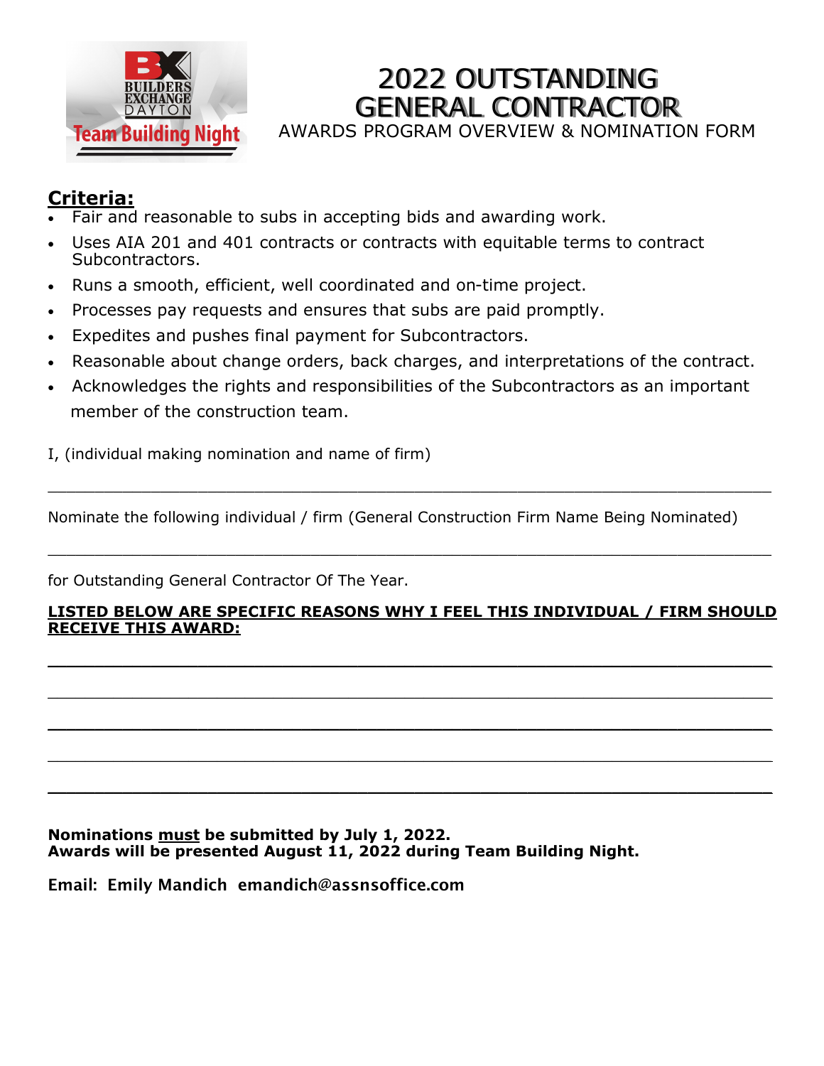# 2022 OUTSTANDING GENERAL CONTRACTOR

AWARDS PROGRAM OVERVIEW & NOMINATION FORM

## Criteria:

- Fair and reasonable to subs in accepting bids and awarding work.
- Uses AIA 201 and 401 contracts or contracts with equitable terms to contract Subcontractors.
- Runs a smooth, efficient, well coordinated and on-time project.
- Processes pay requests and ensures that subs are paid promptly.
- Expedites and pushes final payment for Subcontractors.
- Reasonable about change orders, back charges, and interpretations of the contract.
- Acknowledges the rights and responsibilities of the Subcontractors as an important member of the construction team.

I, (individual making nomination and name of firm)

_______________________________________________________________________

Nominate the following individual / firm (General Construction Firm Name Being Nominated)

_______________________________________________________________________

for Outstanding General Contractor Of The Year.

**LISTED BELOW ARE SPECIFIC REASONS WHY I FEEL THIS INDIVIDUAL / FIRM SHOULD RECEIVE THIS AWARD:**

_______________________________________________________________________

_______________________________________________________________________

_______________________________________________________________________

_______________________________________________________________________

_______________________________________________________________________

**Nominations must be submitted by July 1, 2022.**
**Awards will be presented August 11, 2022 during Team Building Night.**

**Email: Emily Mandich emandich@assnsoffice.com**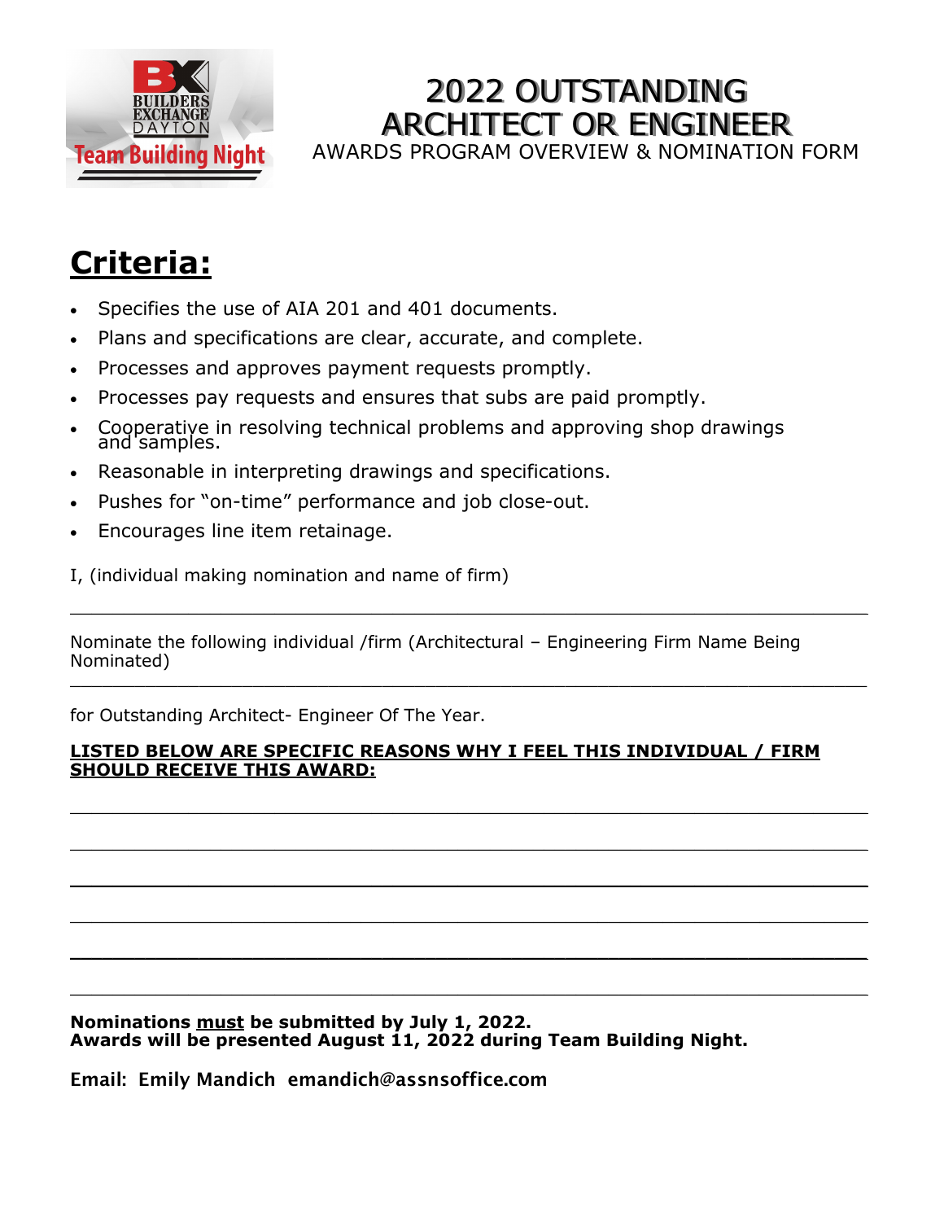# 2022 OUTSTANDING ARCHITECT OR ENGINEER

AWARDS PROGRAM OVERVIEW & NOMINATION FORM

## Criteria:

- Specifies the use of AIA 201 and 401 documents.
- Plans and specifications are clear, accurate, and complete.
- Processes and approves payment requests promptly.
- Processes pay requests and ensures that subs are paid promptly.
- Cooperative in resolving technical problems and approving shop drawings and samples.
- Reasonable in interpreting drawings and specifications.
- Pushes for "on-time" performance and job close-out.
- Encourages line item retainage.

I, (individual making nomination and name of firm)

______________________________________________________________________

Nominate the following individual /firm (Architectural – Engineering Firm Name Being Nominated)

______________________________________________________________________

for Outstanding Architect- Engineer Of The Year.

**LISTED BELOW ARE SPECIFIC REASONS WHY I FEEL THIS INDIVIDUAL / FIRM SHOULD RECEIVE THIS AWARD:**

______________________________________________________________________

______________________________________________________________________

______________________________________________________________________

______________________________________________________________________

______________________________________________________________________

______________________________________________________________________

**Nominations must be submitted by July 1, 2022.**
**Awards will be presented August 11, 2022 during Team Building Night.**

**Email: Emily Mandich emandich@assnsoffice.com**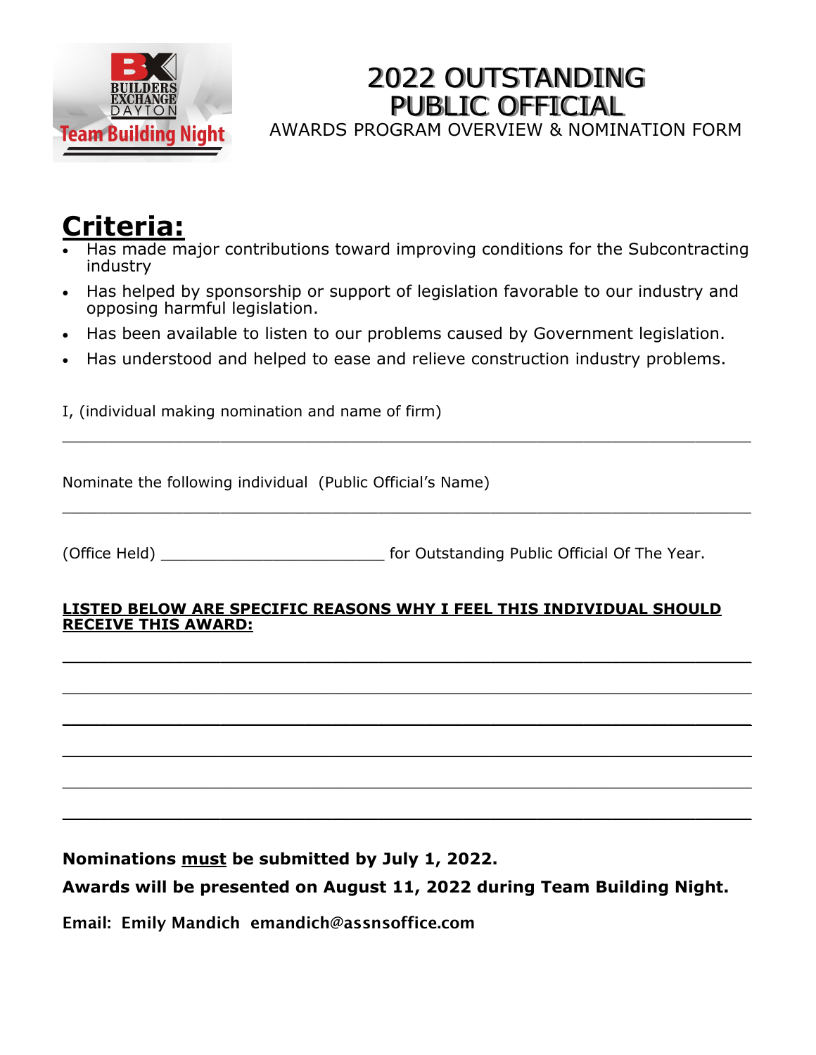# 2022 OUTSTANDING PUBLIC OFFICIAL

AWARDS PROGRAM OVERVIEW & NOMINATION FORM

## Criteria:

- Has made major contributions toward improving conditions for the Subcontracting industry
- Has helped by sponsorship or support of legislation favorable to our industry and opposing harmful legislation.
- Has been available to listen to our problems caused by Government legislation.
- Has understood and helped to ease and relieve construction industry problems.

I, (individual making nomination and name of firm)

_______________________________________________________________

Nominate the following individual (Public Official's Name)

_______________________________________________________________

(Office Held) ________________________ for Outstanding Public Official Of The Year.

**LISTED BELOW ARE SPECIFIC REASONS WHY I FEEL THIS INDIVIDUAL SHOULD RECEIVE THIS AWARD:**

_______________________________________________________________

_______________________________________________________________

_______________________________________________________________

_______________________________________________________________

_______________________________________________________________

_______________________________________________________________

**Nominations must be submitted by July 1, 2022.**

**Awards will be presented on August 11, 2022 during Team Building Night.**

**Email: Emily Mandich emandich@assnsoffice.com**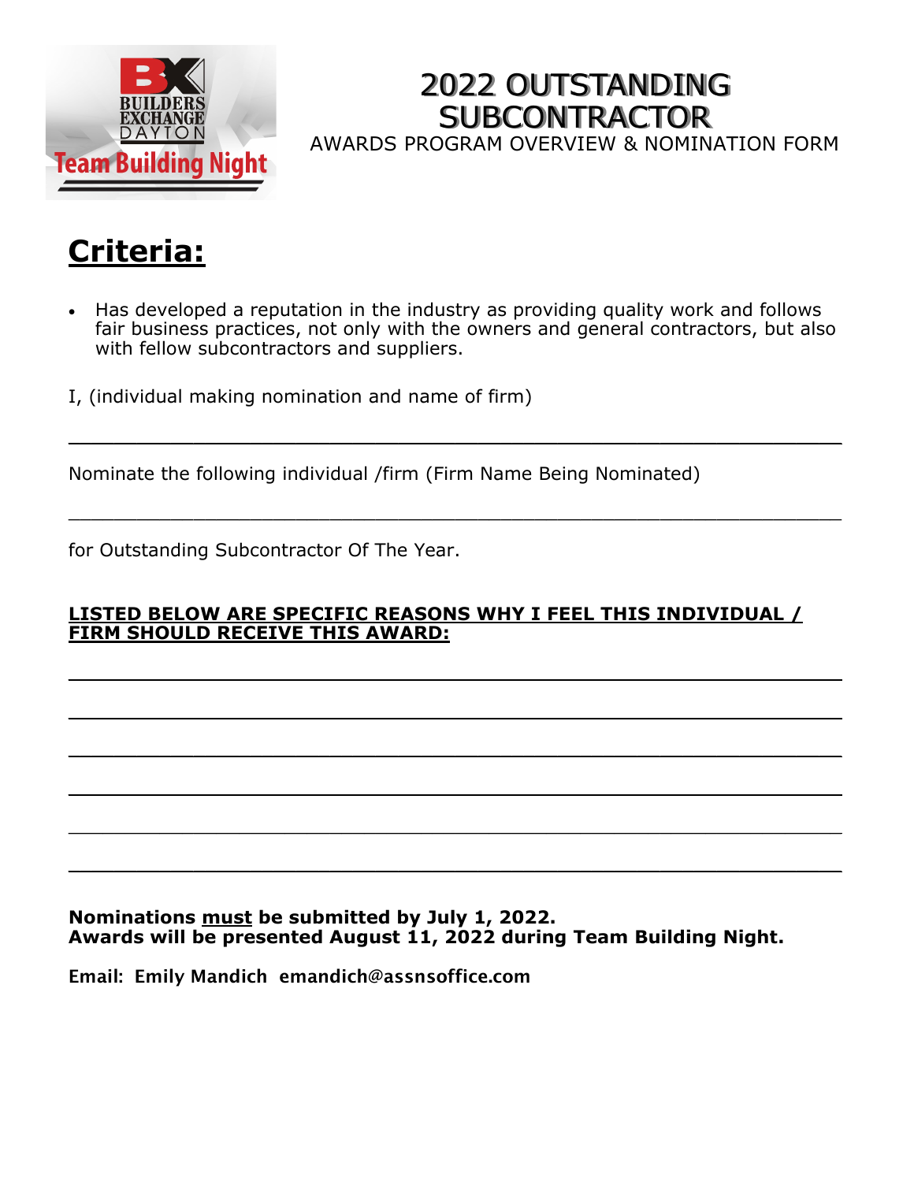# 2022 OUTSTANDING SUBCONTRACTOR

AWARDS PROGRAM OVERVIEW & NOMINATION FORM

## Criteria:

- Has developed a reputation in the industry as providing quality work and follows fair business practices, not only with the owners and general contractors, but also with fellow subcontractors and suppliers.

I, (individual making nomination and name of firm)

______________________________________________________________

Nominate the following individual /firm (Firm Name Being Nominated)

______________________________________________________________

for Outstanding Subcontractor Of The Year.

**LISTED BELOW ARE SPECIFIC REASONS WHY I FEEL THIS INDIVIDUAL / FIRM SHOULD RECEIVE THIS AWARD:**

______________________________________________________________

______________________________________________________________

______________________________________________________________

______________________________________________________________

______________________________________________________________

______________________________________________________________

**Nominations must be submitted by July 1, 2022.**
**Awards will be presented August 11, 2022 during Team Building Night.**

**Email: Emily Mandich emandich@assnsoffice.com**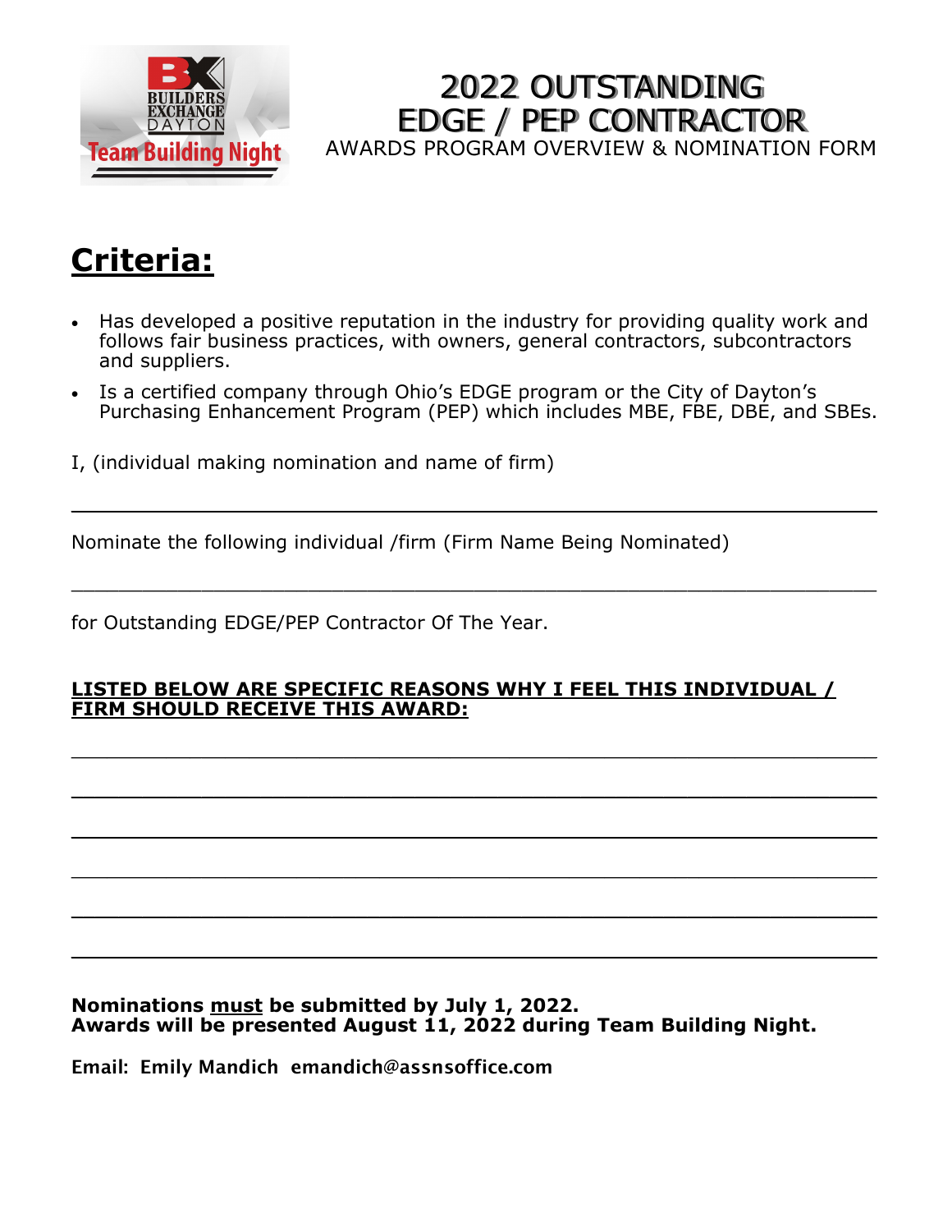# 2022 OUTSTANDING EDGE / PEP CONTRACTOR

AWARDS PROGRAM OVERVIEW & NOMINATION FORM

## Criteria:

- Has developed a positive reputation in the industry for providing quality work and follows fair business practices, with owners, general contractors, subcontractors and suppliers.
- Is a certified company through Ohio's EDGE program or the City of Dayton's Purchasing Enhancement Program (PEP) which includes MBE, FBE, DBE, and SBEs.

I, (individual making nomination and name of firm)

\_\_\_\_\_\_\_\_\_\_\_\_\_\_\_\_\_\_\_\_\_\_\_\_\_\_\_\_\_\_\_\_\_\_\_\_\_\_\_\_\_\_\_\_\_\_\_\_\_\_\_\_\_\_\_\_\_\_\_\_

Nominate the following individual /firm (Firm Name Being Nominated)

\_\_\_\_\_\_\_\_\_\_\_\_\_\_\_\_\_\_\_\_\_\_\_\_\_\_\_\_\_\_\_\_\_\_\_\_\_\_\_\_\_\_\_\_\_\_\_\_\_\_\_\_\_\_\_\_\_\_\_\_

for Outstanding EDGE/PEP Contractor Of The Year.

**LISTED BELOW ARE SPECIFIC REASONS WHY I FEEL THIS INDIVIDUAL / FIRM SHOULD RECEIVE THIS AWARD:**

\_\_\_\_\_\_\_\_\_\_\_\_\_\_\_\_\_\_\_\_\_\_\_\_\_\_\_\_\_\_\_\_\_\_\_\_\_\_\_\_\_\_\_\_\_\_\_\_\_\_\_\_\_\_\_\_\_\_\_\_

\_\_\_\_\_\_\_\_\_\_\_\_\_\_\_\_\_\_\_\_\_\_\_\_\_\_\_\_\_\_\_\_\_\_\_\_\_\_\_\_\_\_\_\_\_\_\_\_\_\_\_\_\_\_\_\_\_\_\_\_

\_\_\_\_\_\_\_\_\_\_\_\_\_\_\_\_\_\_\_\_\_\_\_\_\_\_\_\_\_\_\_\_\_\_\_\_\_\_\_\_\_\_\_\_\_\_\_\_\_\_\_\_\_\_\_\_\_\_\_\_

\_\_\_\_\_\_\_\_\_\_\_\_\_\_\_\_\_\_\_\_\_\_\_\_\_\_\_\_\_\_\_\_\_\_\_\_\_\_\_\_\_\_\_\_\_\_\_\_\_\_\_\_\_\_\_\_\_\_\_\_

\_\_\_\_\_\_\_\_\_\_\_\_\_\_\_\_\_\_\_\_\_\_\_\_\_\_\_\_\_\_\_\_\_\_\_\_\_\_\_\_\_\_\_\_\_\_\_\_\_\_\_\_\_\_\_\_\_\_\_\_

\_\_\_\_\_\_\_\_\_\_\_\_\_\_\_\_\_\_\_\_\_\_\_\_\_\_\_\_\_\_\_\_\_\_\_\_\_\_\_\_\_\_\_\_\_\_\_\_\_\_\_\_\_\_\_\_\_\_\_\_

**Nominations must be submitted by July 1, 2022.**
**Awards will be presented August 11, 2022 during Team Building Night.**

**Email: Emily Mandich emandich@assnsoffice.com**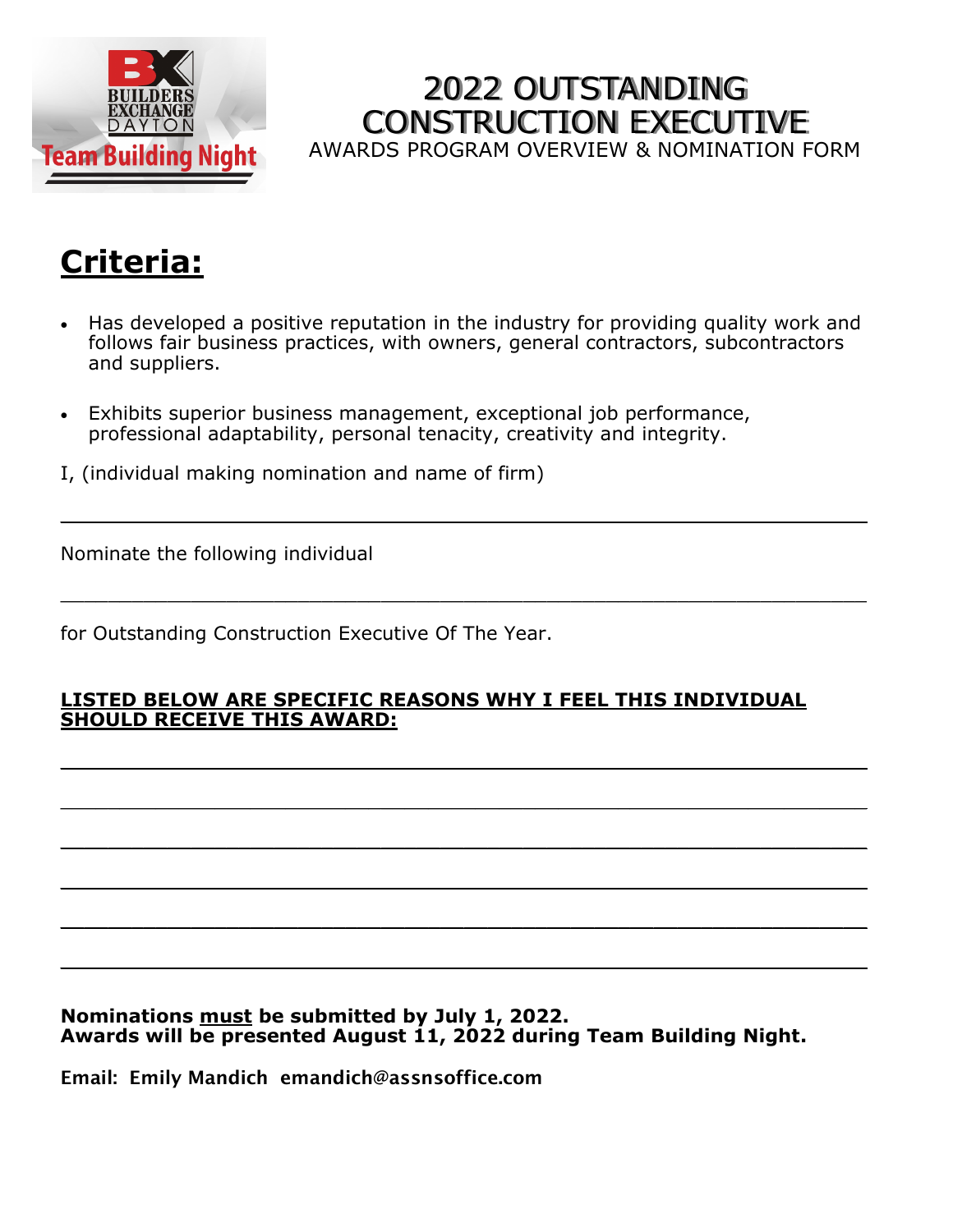# 2022 OUTSTANDING CONSTRUCTION EXECUTIVE

AWARDS PROGRAM OVERVIEW & NOMINATION FORM

## Criteria:

- Has developed a positive reputation in the industry for providing quality work and follows fair business practices, with owners, general contractors, subcontractors and suppliers.
- Exhibits superior business management, exceptional job performance, professional adaptability, personal tenacity, creativity and integrity.

I, (individual making nomination and name of firm)

\_\_\_\_\_\_\_\_\_\_\_\_\_\_\_\_\_\_\_\_\_\_\_\_\_\_\_\_\_\_\_\_\_\_\_\_\_\_\_\_\_\_\_\_\_\_\_\_\_\_\_\_\_\_\_\_\_\_\_\_

Nominate the following individual

\_\_\_\_\_\_\_\_\_\_\_\_\_\_\_\_\_\_\_\_\_\_\_\_\_\_\_\_\_\_\_\_\_\_\_\_\_\_\_\_\_\_\_\_\_\_\_\_\_\_\_\_\_\_\_\_\_\_\_\_

for Outstanding Construction Executive Of The Year.

**LISTED BELOW ARE SPECIFIC REASONS WHY I FEEL THIS INDIVIDUAL SHOULD RECEIVE THIS AWARD:**

\_\_\_\_\_\_\_\_\_\_\_\_\_\_\_\_\_\_\_\_\_\_\_\_\_\_\_\_\_\_\_\_\_\_\_\_\_\_\_\_\_\_\_\_\_\_\_\_\_\_\_\_\_\_\_\_\_\_\_\_

\_\_\_\_\_\_\_\_\_\_\_\_\_\_\_\_\_\_\_\_\_\_\_\_\_\_\_\_\_\_\_\_\_\_\_\_\_\_\_\_\_\_\_\_\_\_\_\_\_\_\_\_\_\_\_\_\_\_\_\_

\_\_\_\_\_\_\_\_\_\_\_\_\_\_\_\_\_\_\_\_\_\_\_\_\_\_\_\_\_\_\_\_\_\_\_\_\_\_\_\_\_\_\_\_\_\_\_\_\_\_\_\_\_\_\_\_\_\_\_\_

\_\_\_\_\_\_\_\_\_\_\_\_\_\_\_\_\_\_\_\_\_\_\_\_\_\_\_\_\_\_\_\_\_\_\_\_\_\_\_\_\_\_\_\_\_\_\_\_\_\_\_\_\_\_\_\_\_\_\_\_

\_\_\_\_\_\_\_\_\_\_\_\_\_\_\_\_\_\_\_\_\_\_\_\_\_\_\_\_\_\_\_\_\_\_\_\_\_\_\_\_\_\_\_\_\_\_\_\_\_\_\_\_\_\_\_\_\_\_\_\_

\_\_\_\_\_\_\_\_\_\_\_\_\_\_\_\_\_\_\_\_\_\_\_\_\_\_\_\_\_\_\_\_\_\_\_\_\_\_\_\_\_\_\_\_\_\_\_\_\_\_\_\_\_\_\_\_\_\_\_\_

**Nominations must be submitted by July 1, 2022.**
**Awards will be presented August 11, 2022 during Team Building Night.**

**Email: Emily Mandich emandich@assnsoffice.com**